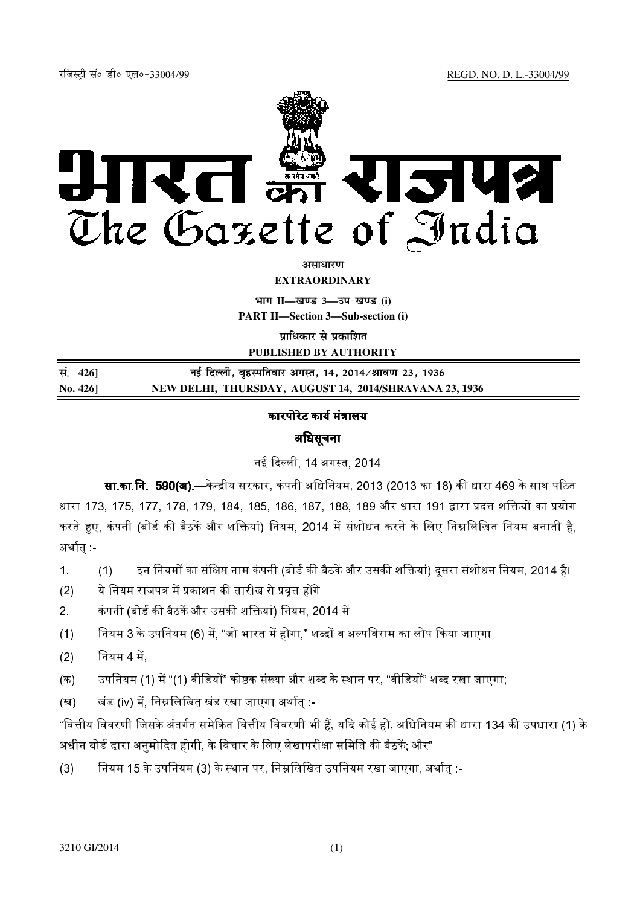रजिस्ट्री सं० डी० एल०-33004/99 REGD. NO. D. L.-33004/99

# भारत का राजपत्र
# The Gazette of India

**असाधारण**

**EXTRAORDINARY**

**भाग II—खण्ड 3—उप-खण्ड (i)**

**PART II—Section 3—Sub-section (i)**

**प्राधिकार से प्रकाशित**

**PUBLISHED BY AUTHORITY**

| सं. 426] | नई दिल्ली, बृहस्पतिवार अगस्त, 14, 2014/श्रावण 23, 1936 |
|---|---|
| **No. 426]** | **NEW DELHI, THURSDAY, AUGUST 14, 2014/SHRAVANA 23, 1936** |

## कारपोरेट कार्य मंत्रालय

## अधिसूचना

नई दिल्ली, 14 अगस्त, 2014

**सा.का.नि. 590(अ).**—केन्द्रीय सरकार, कंपनी अधिनियम, 2013 (2013 का 18) की धारा 469 के साथ पठित धारा 173, 175, 177, 178, 179, 184, 185, 186, 187, 188, 189 और धारा 191 द्वारा प्रदत्त शक्तियों का प्रयोग करते हुए, कंपनी (बोर्ड की बैठकें और शक्तियां) नियम, 2014 में संशोधन करने के लिए निम्नलिखित नियम बनाती है, अर्थात् :-

1. (1) इन नियमों का संक्षिप्त नाम कंपनी (बोर्ड की बैठकें और उसकी शक्तियां) दूसरा संशोधन नियम, 2014 है।

(2) ये नियम राजपत्र में प्रकाशन की तारीख से प्रवृत्त होंगे।

2. कंपनी (बोर्ड की बैठकें और उसकी शक्तियां) नियम, 2014 में

(1) नियम 3 के उपनियम (6) में, "जो भारत में होगा," शब्दों व अल्पविराम का लोप किया जाएगा।

(2) नियम 4 में,

(क) उपनियम (1) में "(1) वीडियों" कोष्ठक संख्या और शब्द के स्थान पर, "वीडियों" शब्द रखा जाएगा;

(ख) खंड (iv) में, निम्नलिखित खंड रखा जाएगा अर्थात् :-

"वित्तीय विवरणी जिसके अंतर्गत समेकित वित्तीय विवरणी भी हैं, यदि कोई हो, अधिनियम की धारा 134 की उपधारा (1) के अधीन बोर्ड द्वारा अनुमोदित होगी, के विचार के लिए लेखापरीक्षा समिति की बैठकें; और"

(3) नियम 15 के उपनियम (3) के स्थान पर, निम्नलिखित उपनियम रखा जाएगा, अर्थात् :-

3210 GI/2014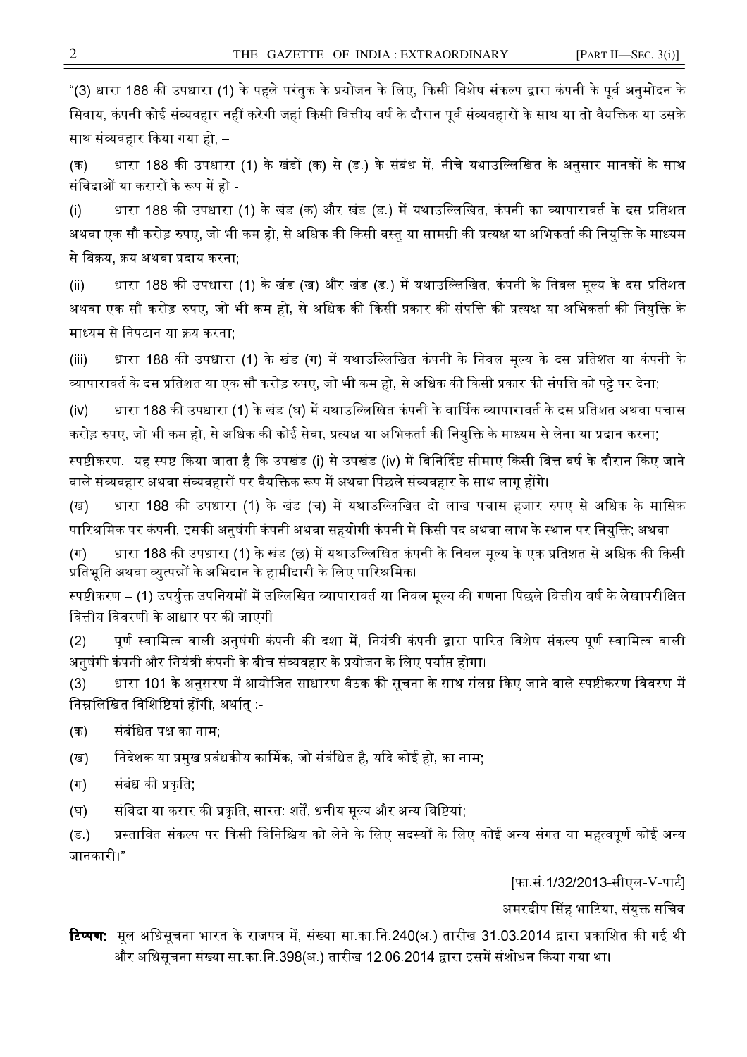"(3) धारा 188 की उपधारा (1) के पहले परंतुक के प्रयोजन के लिए, किसी विशेष संकल्प द्वारा कंपनी के पूर्व अनुमोदन के सिवाय, कंपनी कोई संव्यवहार नहीं करेगी जहां किसी वित्तीय वर्ष के दौरान पूर्व संव्यवहारों के साथ या तो वैयक्तिक या उसके साथ संव्यवहार किया गया हो, –

(क) धारा 188 की उपधारा (1) के खंडों (क) से (ङ.) के संबंध में, नीचे यथाउल्लिखित के अनुसार मानकों के साथ संविदाओं या करारों के रूप में हो -

(i) धारा 188 की उपधारा (1) के खंड (क) और खंड (ङ.) में यथाउल्लिखित, कंपनी का व्यापारावर्त के दस प्रतिशत अथवा एक सौ करोड़ रुपए, जो भी कम हो, से अधिक की किसी वस्तु या सामग्री की प्रत्यक्ष या अभिकर्ता की नियुक्ति के माध्यम से विक्रय, क्रय अथवा प्रदाय करना;

(ii) धारा 188 की उपधारा (1) के खंड (ख) और खंड (ङ.) में यथाउल्लिखित, कंपनी के निवल मूल्य के दस प्रतिशत अथवा एक सौ करोड़ रुपए, जो भी कम हो, से अधिक की किसी प्रकार की संपत्ति की प्रत्यक्ष या अभिकर्ता की नियुक्ति के माध्यम से निपटान या क्रय करना;

(iii) धारा 188 की उपधारा (1) के खंड (ग) में यथाउल्लिखित कंपनी के निवल मूल्य के दस प्रतिशत या कंपनी के व्यापारावर्त के दस प्रतिशत या एक सौ करोड़ रुपए, जो भी कम हो, से अधिक की किसी प्रकार की संपत्ति को पट्टे पर देना;

(iv) धारा 188 की उपधारा (1) के खंड (घ) में यथाउल्लिखित कंपनी के वार्षिक व्यापारावर्त के दस प्रतिशत अथवा पचास करोड़ रुपए, जो भी कम हो, से अधिक की कोई सेवा, प्रत्यक्ष या अभिकर्ता की नियुक्ति के माध्यम से लेना या प्रदान करना;

स्पष्टीकरण.- यह स्पष्ट किया जाता है कि उपखंड (i) से उपखंड (iv) में विनिर्दिष्ट सीमाएं किसी वित्त वर्ष के दौरान किए जाने वाले संव्यवहार अथवा संव्यवहारों पर वैयक्तिक रूप में अथवा पिछले संव्यवहार के साथ लागू होंगे।

(ख) धारा 188 की उपधारा (1) के खंड (च) में यथाउल्लिखित दो लाख पचास हजार रुपए से अधिक के मासिक पारिश्रमिक पर कंपनी, इसकी अनुषंगी कंपनी अथवा सहयोगी कंपनी में किसी पद अथवा लाभ के स्थान पर नियुक्ति; अथवा

(ग) धारा 188 की उपधारा (1) के खंड (छ) में यथाउल्लिखित कंपनी के निवल मूल्य के एक प्रतिशत से अधिक की किसी प्रतिभूति अथवा व्युत्पन्नों के अभिदान के हामीदारी के लिए पारिश्रमिक।

स्पष्टीकरण – (1) उपर्युक्त उपनियमों में उल्लिखित व्यापारावर्त या निवल मूल्य की गणना पिछले वित्तीय वर्ष के लेखापरीक्षित वित्तीय विवरणी के आधार पर की जाएगी।

(2) पूर्ण स्वामित्व वाली अनुषंगी कंपनी की दशा में, नियंत्री कंपनी द्वारा पारित विशेष संकल्प पूर्ण स्वामित्व वाली अनुषंगी कंपनी और नियंत्री कंपनी के बीच संव्यवहार के प्रयोजन के लिए पर्याप्त होगा।

(3) धारा 101 के अनुसरण में आयोजित साधारण बैठक की सूचना के साथ संलग्न किए जाने वाले स्पष्टीकरण विवरण में निम्नलिखित विशिष्टियां होंगी, अर्थात् :-

(क) संबंधित पक्ष का नाम;

(ख) निदेशक या प्रमुख प्रबंधकीय कार्मिक, जो संबंधित है, यदि कोई हो, का नाम;

(ग) संबंध की प्रकृति;

(घ) संविदा या करार की प्रकृति, सारत: शर्तें, धनीय मूल्य और अन्य विष्टियां;

(ङ.) प्रस्तावित संकल्प पर किसी विनिश्चिय को लेने के लिए सदस्यों के लिए कोई अन्य संगत या महत्वपूर्ण कोई अन्य जानकारी।"

[फा.सं.1/32/2013-सीएल-V-पार्ट]

अमरदीप सिंह भाटिया, संयुक्त सचिव

**टिप्पण:** मूल अधिसूचना भारत के राजपत्र में, संख्या सा.का.नि.240(अ.) तारीख 31.03.2014 द्वारा प्रकाशित की गई थी और अधिसूचना संख्या सा.का.नि.398(अ.) तारीख 12.06.2014 द्वारा इसमें संशोधन किया गया था।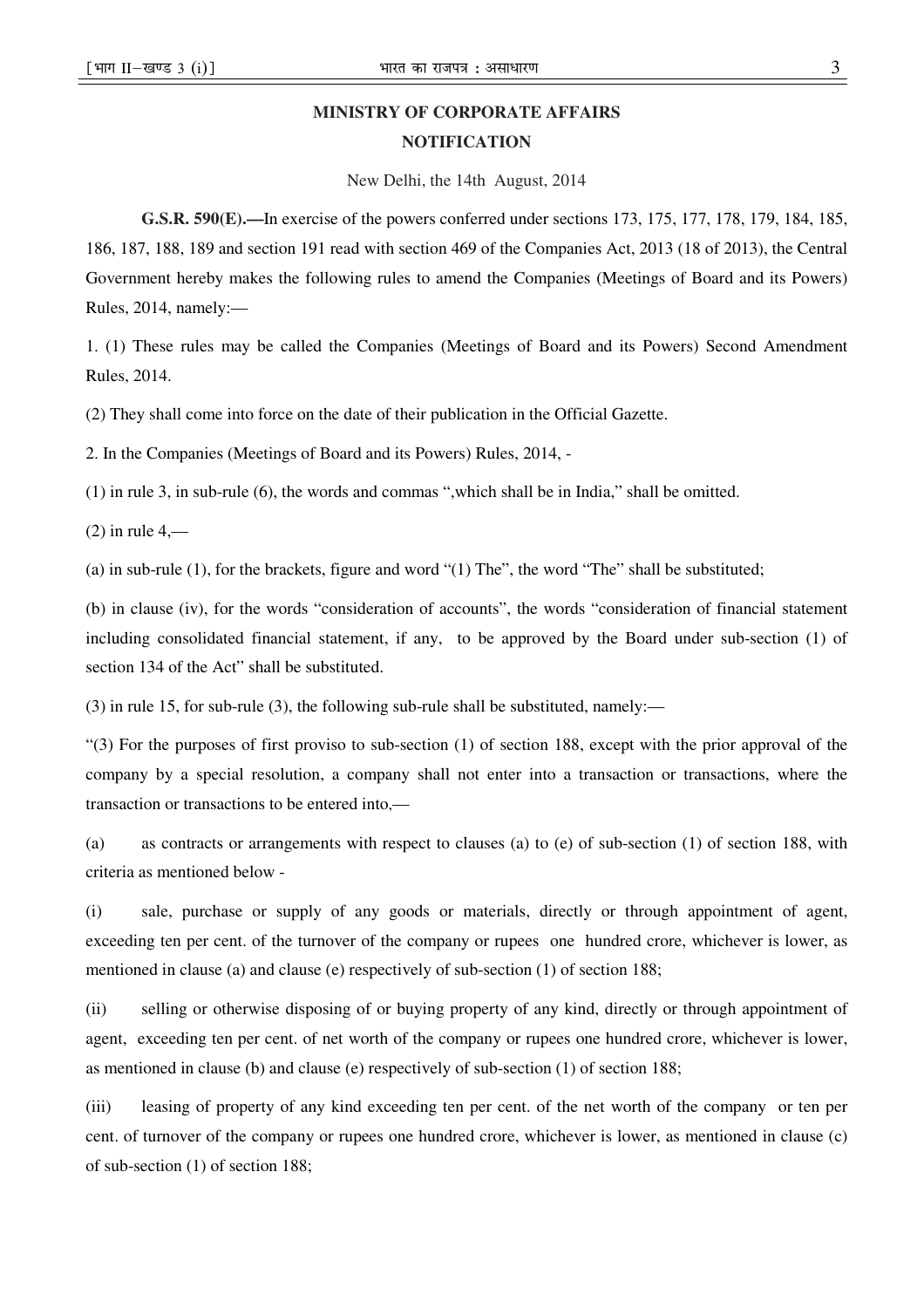**MINISTRY OF CORPORATE AFFAIRS**

**NOTIFICATION**

New Delhi, the 14th August, 2014

**G.S.R. 590(E).—**In exercise of the powers conferred under sections 173, 175, 177, 178, 179, 184, 185, 186, 187, 188, 189 and section 191 read with section 469 of the Companies Act, 2013 (18 of 2013), the Central Government hereby makes the following rules to amend the Companies (Meetings of Board and its Powers) Rules, 2014, namely:—

1. (1) These rules may be called the Companies (Meetings of Board and its Powers) Second Amendment Rules, 2014.

(2) They shall come into force on the date of their publication in the Official Gazette.

2. In the Companies (Meetings of Board and its Powers) Rules, 2014, -

(1) in rule 3, in sub-rule (6), the words and commas ",which shall be in India," shall be omitted.

(2) in rule 4,—

(a) in sub-rule (1), for the brackets, figure and word "(1) The", the word "The" shall be substituted;

(b) in clause (iv), for the words "consideration of accounts", the words "consideration of financial statement including consolidated financial statement, if any, to be approved by the Board under sub-section (1) of section 134 of the Act" shall be substituted.

(3) in rule 15, for sub-rule (3), the following sub-rule shall be substituted, namely:—

"(3) For the purposes of first proviso to sub-section (1) of section 188, except with the prior approval of the company by a special resolution, a company shall not enter into a transaction or transactions, where the transaction or transactions to be entered into,—

(a) as contracts or arrangements with respect to clauses (a) to (e) of sub-section (1) of section 188, with criteria as mentioned below -

(i) sale, purchase or supply of any goods or materials, directly or through appointment of agent, exceeding ten per cent. of the turnover of the company or rupees one hundred crore, whichever is lower, as mentioned in clause (a) and clause (e) respectively of sub-section (1) of section 188;

(ii) selling or otherwise disposing of or buying property of any kind, directly or through appointment of agent, exceeding ten per cent. of net worth of the company or rupees one hundred crore, whichever is lower, as mentioned in clause (b) and clause (e) respectively of sub-section (1) of section 188;

(iii) leasing of property of any kind exceeding ten per cent. of the net worth of the company or ten per cent. of turnover of the company or rupees one hundred crore, whichever is lower, as mentioned in clause (c) of sub-section (1) of section 188;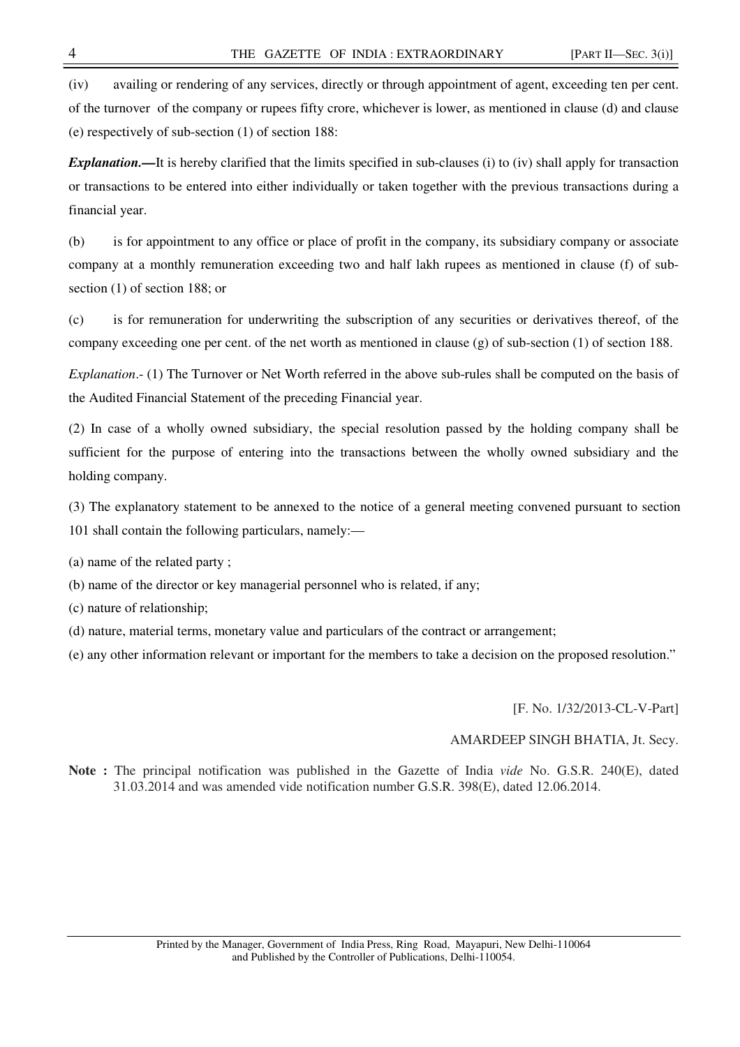(iv) availing or rendering of any services, directly or through appointment of agent, exceeding ten per cent. of the turnover of the company or rupees fifty crore, whichever is lower, as mentioned in clause (d) and clause (e) respectively of sub-section (1) of section 188:

***Explanation.—***It is hereby clarified that the limits specified in sub-clauses (i) to (iv) shall apply for transaction or transactions to be entered into either individually or taken together with the previous transactions during a financial year.

(b) is for appointment to any office or place of profit in the company, its subsidiary company or associate company at a monthly remuneration exceeding two and half lakh rupees as mentioned in clause (f) of sub-section (1) of section 188; or

(c) is for remuneration for underwriting the subscription of any securities or derivatives thereof, of the company exceeding one per cent. of the net worth as mentioned in clause (g) of sub-section (1) of section 188.

*Explanation*.- (1) The Turnover or Net Worth referred in the above sub-rules shall be computed on the basis of the Audited Financial Statement of the preceding Financial year.

(2) In case of a wholly owned subsidiary, the special resolution passed by the holding company shall be sufficient for the purpose of entering into the transactions between the wholly owned subsidiary and the holding company.

(3) The explanatory statement to be annexed to the notice of a general meeting convened pursuant to section 101 shall contain the following particulars, namely:—

(a) name of the related party ;

(b) name of the director or key managerial personnel who is related, if any;

(c) nature of relationship;

(d) nature, material terms, monetary value and particulars of the contract or arrangement;

(e) any other information relevant or important for the members to take a decision on the proposed resolution."

[F. No. 1/32/2013-CL-V-Part]

AMARDEEP SINGH BHATIA, Jt. Secy.

**Note :** The principal notification was published in the Gazette of India *vide* No. G.S.R. 240(E), dated 31.03.2014 and was amended vide notification number G.S.R. 398(E), dated 12.06.2014.

Printed by the Manager, Government of India Press, Ring Road, Mayapuri, New Delhi-110064
and Published by the Controller of Publications, Delhi-110054.